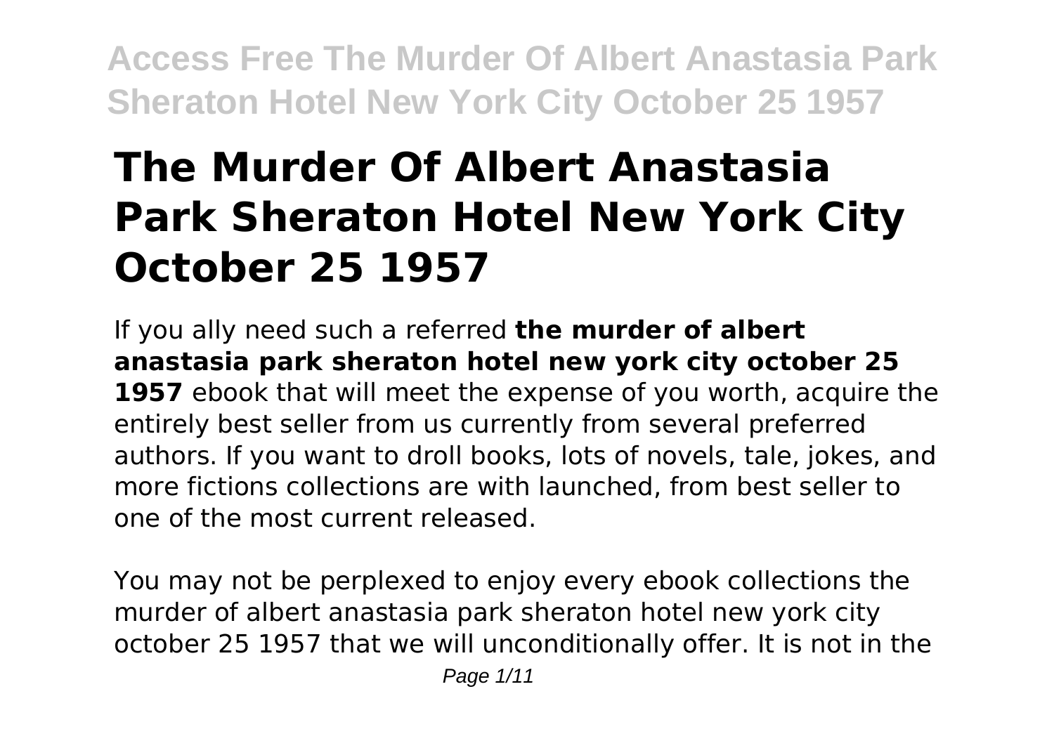# The Murder Of Albert Anastasia Park Sheraton Hotel New York City October 25 1957

If you ally need such a referred **the murder of albert anastasia park sheraton hotel new york city october 25 1957** ebook that will meet the expense of you worth, acquire the entirely best seller from us currently from several preferred authors. If you want to droll books, lots of novels, tale, jokes, and more fictions collections are with launched, from best seller to one of the most current released.

You may not be perplexed to enjoy every ebook collections the murder of albert anastasia park sheraton hotel new york city october 25 1957 that we will unconditionally offer. It is not in the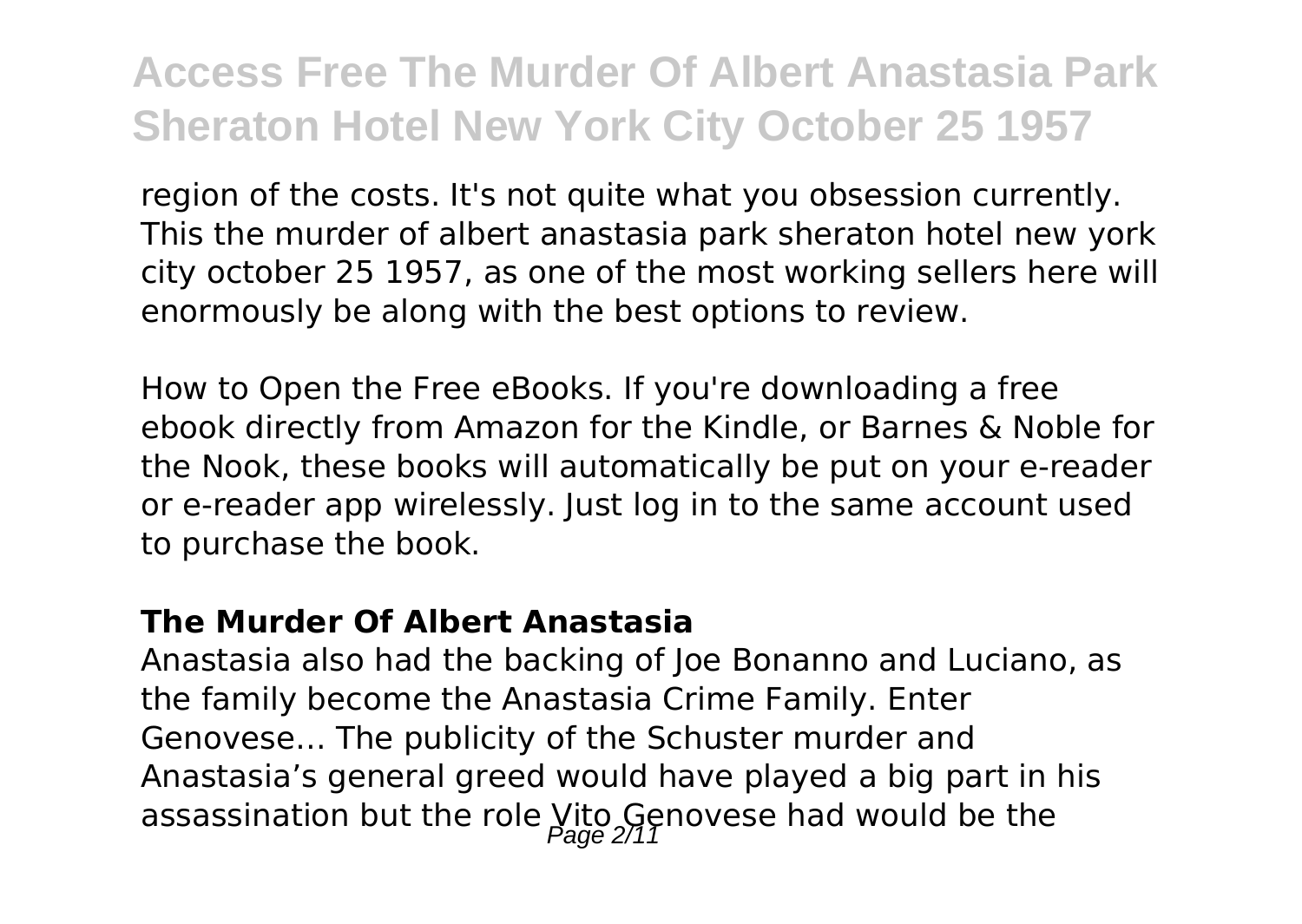region of the costs. It's not quite what you obsession currently. This the murder of albert anastasia park sheraton hotel new york city october 25 1957, as one of the most working sellers here will enormously be along with the best options to review.

How to Open the Free eBooks. If you're downloading a free ebook directly from Amazon for the Kindle, or Barnes & Noble for the Nook, these books will automatically be put on your e-reader or e-reader app wirelessly. Just log in to the same account used to purchase the book.

### **The Murder Of Albert Anastasia**

Anastasia also had the backing of Joe Bonanno and Luciano, as the family become the Anastasia Crime Family. Enter Genovese… The publicity of the Schuster murder and Anastasia's general greed would have played a big part in his assassination but the role Vito Genovese had would be the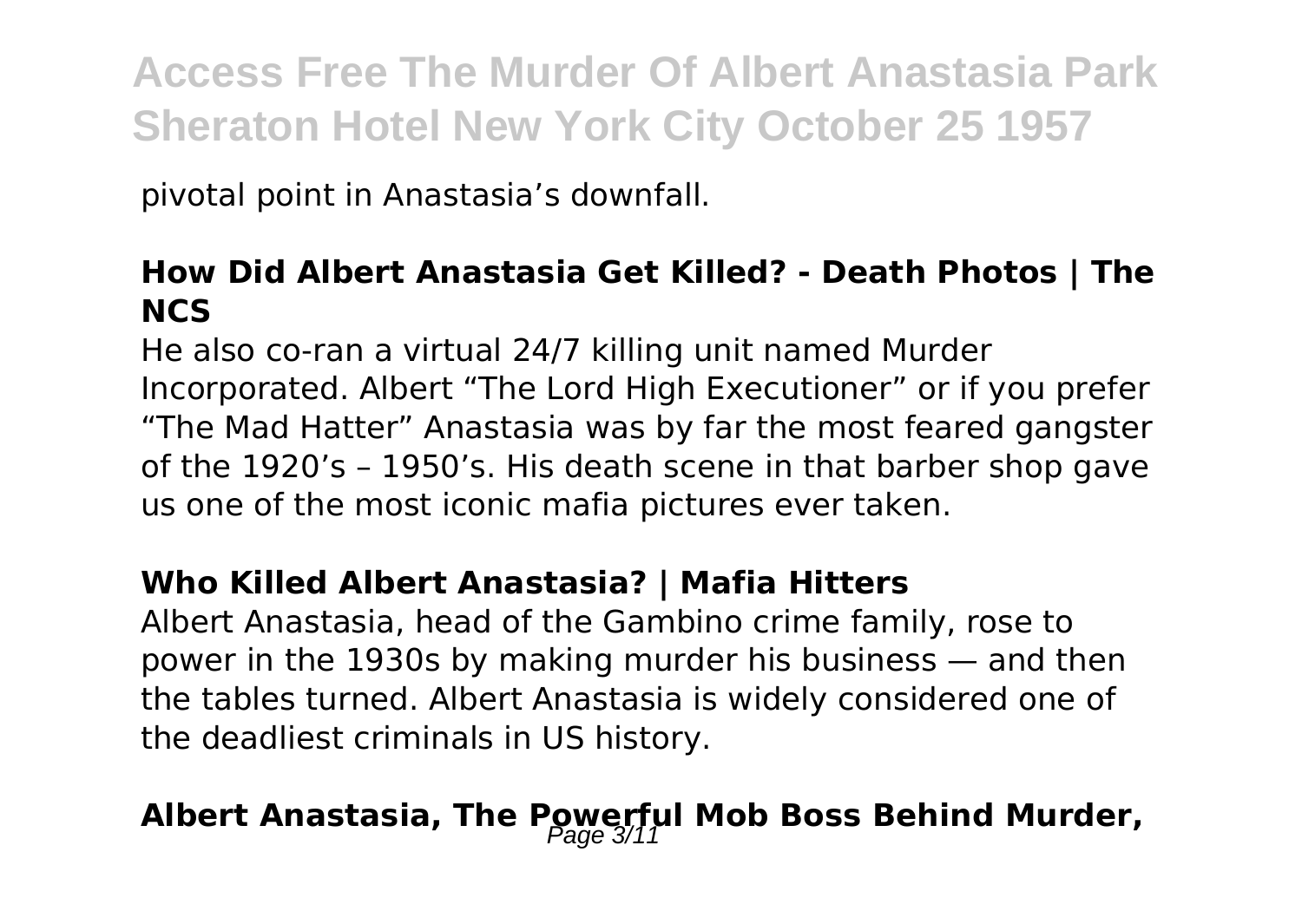pivotal point in Anastasia's downfall.

### How Did Albert Anastasia Get Killed? - Death Photos | The NCS

He also co-ran a virtual 24/7 killing unit named Murder Incorporated. Albert "The Lord High Executioner" or if you prefer "The Mad Hatter" Anastasia was by far the most feared gangster of the 1920's – 1950's. His death scene in that barber shop gave us one of the most iconic mafia pictures ever taken.

### Who Killed Albert Anastasia? | Mafia Hitters

Albert Anastasia, head of the Gambino crime family, rose to power in the 1930s by making murder his business — and then the tables turned. Albert Anastasia is widely considered one of the deadliest criminals in US history.

### Albert Anastasia, The Powerful Mob Boss Behind Murder,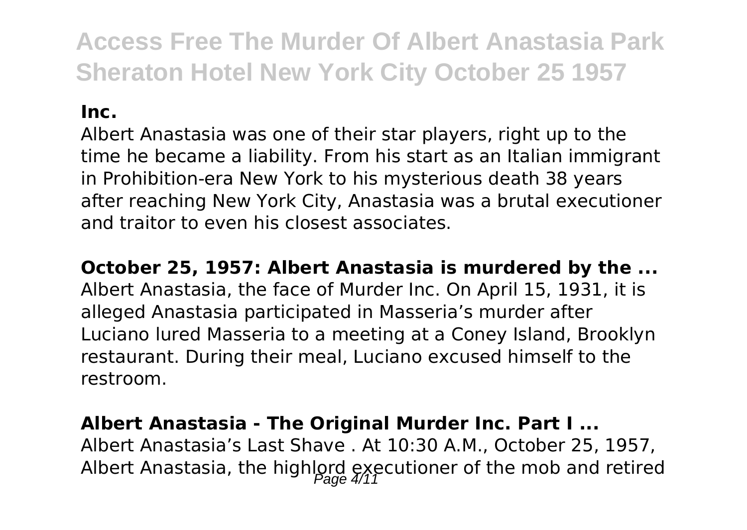**Inc.**

Albert Anastasia was one of their star players, right up to the time he became a liability. From his start as an Italian immigrant in Prohibition-era New York to his mysterious death 38 years after reaching New York City, Anastasia was a brutal executioner and traitor to even his closest associates.

**October 25, 1957: Albert Anastasia is murdered by the ...**

Albert Anastasia, the face of Murder Inc. On April 15, 1931, it is alleged Anastasia participated in Masseria's murder after Luciano lured Masseria to a meeting at a Coney Island, Brooklyn restaurant. During their meal, Luciano excused himself to the restroom.

**Albert Anastasia - The Original Murder Inc. Part I ...**

Albert Anastasia's Last Shave . At 10:30 A.M., October 25, 1957, Albert Anastasia, the highlord executioner of the mob and retired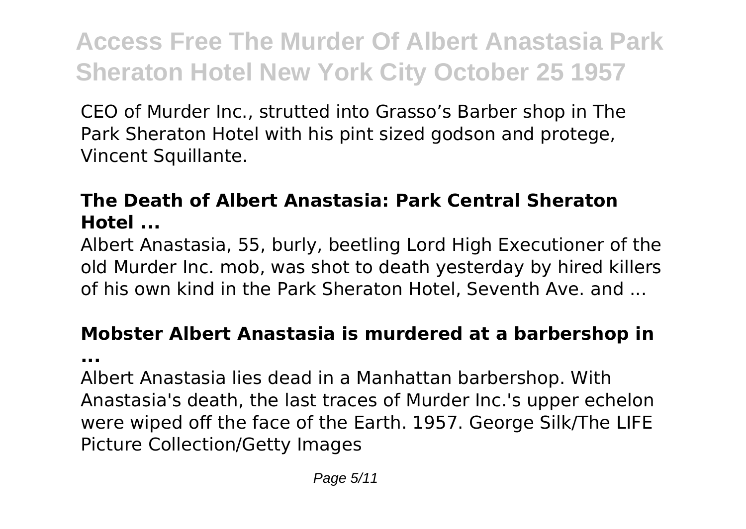CEO of Murder Inc., strutted into Grasso's Barber shop in The Park Sheraton Hotel with his pint sized godson and protege, Vincent Squillante.

**The Death of Albert Anastasia: Park Central Sheraton Hotel ...**

Albert Anastasia, 55, burly, beetling Lord High Executioner of the old Murder Inc. mob, was shot to death yesterday by hired killers of his own kind in the Park Sheraton Hotel, Seventh Ave. and ...

**Mobster Albert Anastasia is murdered at a barbershop in ...**

Albert Anastasia lies dead in a Manhattan barbershop. With Anastasia's death, the last traces of Murder Inc.'s upper echelon were wiped off the face of the Earth. 1957. George Silk/The LIFE Picture Collection/Getty Images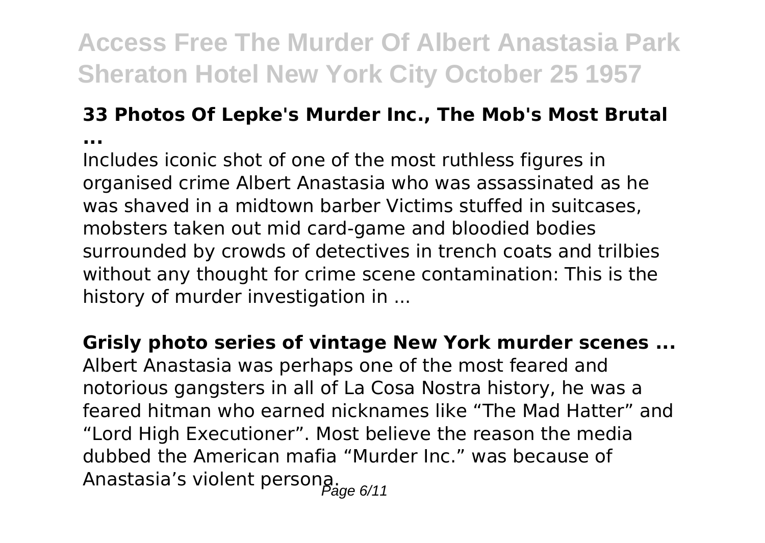### 33 Photos Of Lepke's Murder Inc., The Mob's Most Brutal ...

Includes iconic shot of one of the most ruthless figures in organised crime Albert Anastasia who was assassinated as he was shaved in a midtown barber Victims stuffed in suitcases, mobsters taken out mid card-game and bloodied bodies surrounded by crowds of detectives in trench coats and trilbies without any thought for crime scene contamination: This is the history of murder investigation in ...

### Grisly photo series of vintage New York murder scenes ...

Albert Anastasia was perhaps one of the most feared and notorious gangsters in all of La Cosa Nostra history, he was a feared hitman who earned nicknames like "The Mad Hatter" and "Lord High Executioner". Most believe the reason the media dubbed the American mafia "Murder Inc." was because of Anastasia's violent persona.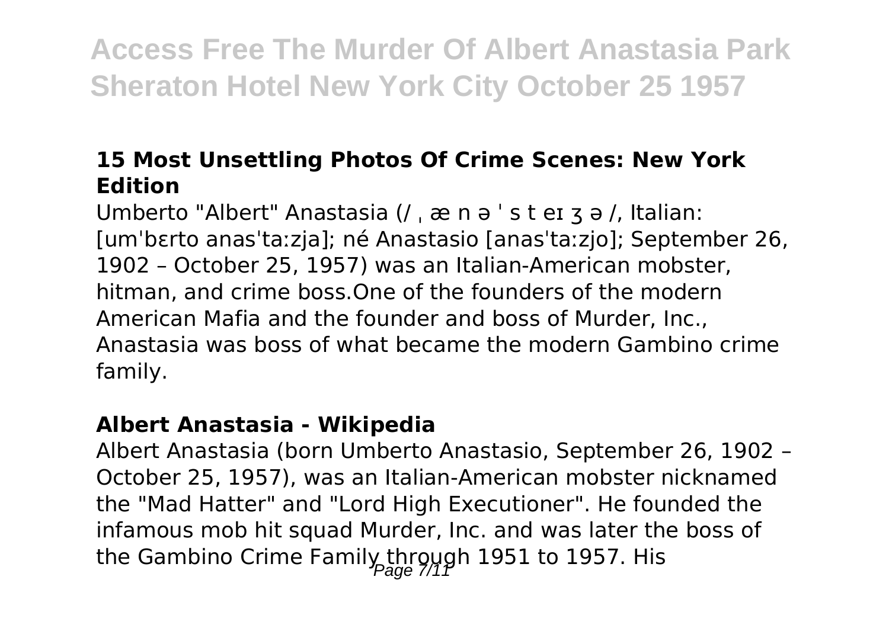### 15 Most Unsettling Photos Of Crime Scenes: New York Edition

Umberto "Albert" Anastasia (/ ˌ æ n ə ˈ s t eɪ ʒ ə /, Italian: [umˈbɛrto anasˈtaːzja]; né Anastasio [anasˈtaːzjo]; September 26, 1902 – October 25, 1957) was an Italian-American mobster, hitman, and crime boss.One of the founders of the modern American Mafia and the founder and boss of Murder, Inc., Anastasia was boss of what became the modern Gambino crime family.

### Albert Anastasia - Wikipedia

Albert Anastasia (born Umberto Anastasio, September 26, 1902 – October 25, 1957), was an Italian-American mobster nicknamed the "Mad Hatter" and "Lord High Executioner". He founded the infamous mob hit squad Murder, Inc. and was later the boss of the Gambino Crime Family through 1951 to 1957. His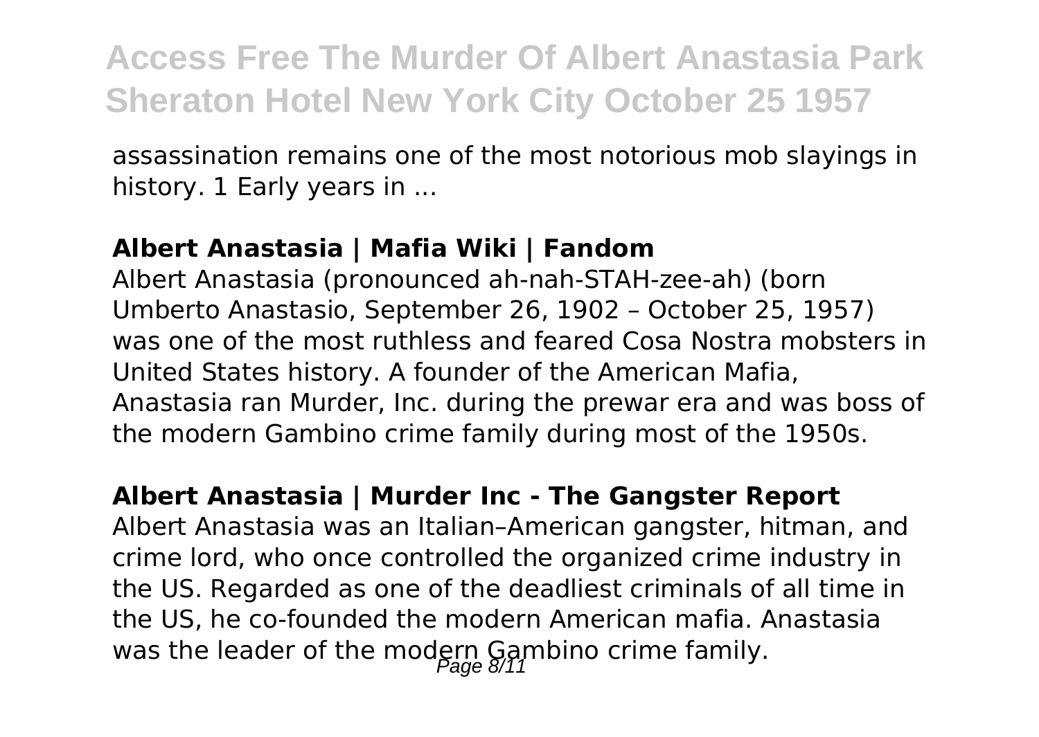assassination remains one of the most notorious mob slayings in history. 1 Early years in ...

**Albert Anastasia | Mafia Wiki | Fandom**

Albert Anastasia (pronounced ah-nah-STAH-zee-ah) (born Umberto Anastasio, September 26, 1902 – October 25, 1957) was one of the most ruthless and feared Cosa Nostra mobsters in United States history. A founder of the American Mafia, Anastasia ran Murder, Inc. during the prewar era and was boss of the modern Gambino crime family during most of the 1950s.

**Albert Anastasia | Murder Inc - The Gangster Report**

Albert Anastasia was an Italian–American gangster, hitman, and crime lord, who once controlled the organized crime industry in the US. Regarded as one of the deadliest criminals of all time in the US, he co-founded the modern American mafia. Anastasia was the leader of the modern Gambino crime family.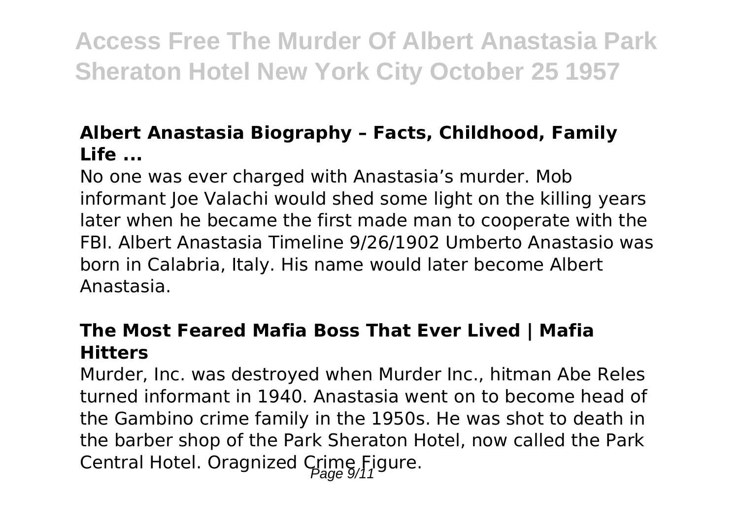### Albert Anastasia Biography – Facts, Childhood, Family Life ...

No one was ever charged with Anastasia's murder. Mob informant Joe Valachi would shed some light on the killing years later when he became the first made man to cooperate with the FBI. Albert Anastasia Timeline 9/26/1902 Umberto Anastasio was born in Calabria, Italy. His name would later become Albert Anastasia.

### The Most Feared Mafia Boss That Ever Lived | Mafia Hitters

Murder, Inc. was destroyed when Murder Inc., hitman Abe Reles turned informant in 1940. Anastasia went on to become head of the Gambino crime family in the 1950s. He was shot to death in the barber shop of the Park Sheraton Hotel, now called the Park Central Hotel. Oragnized Crime Figure.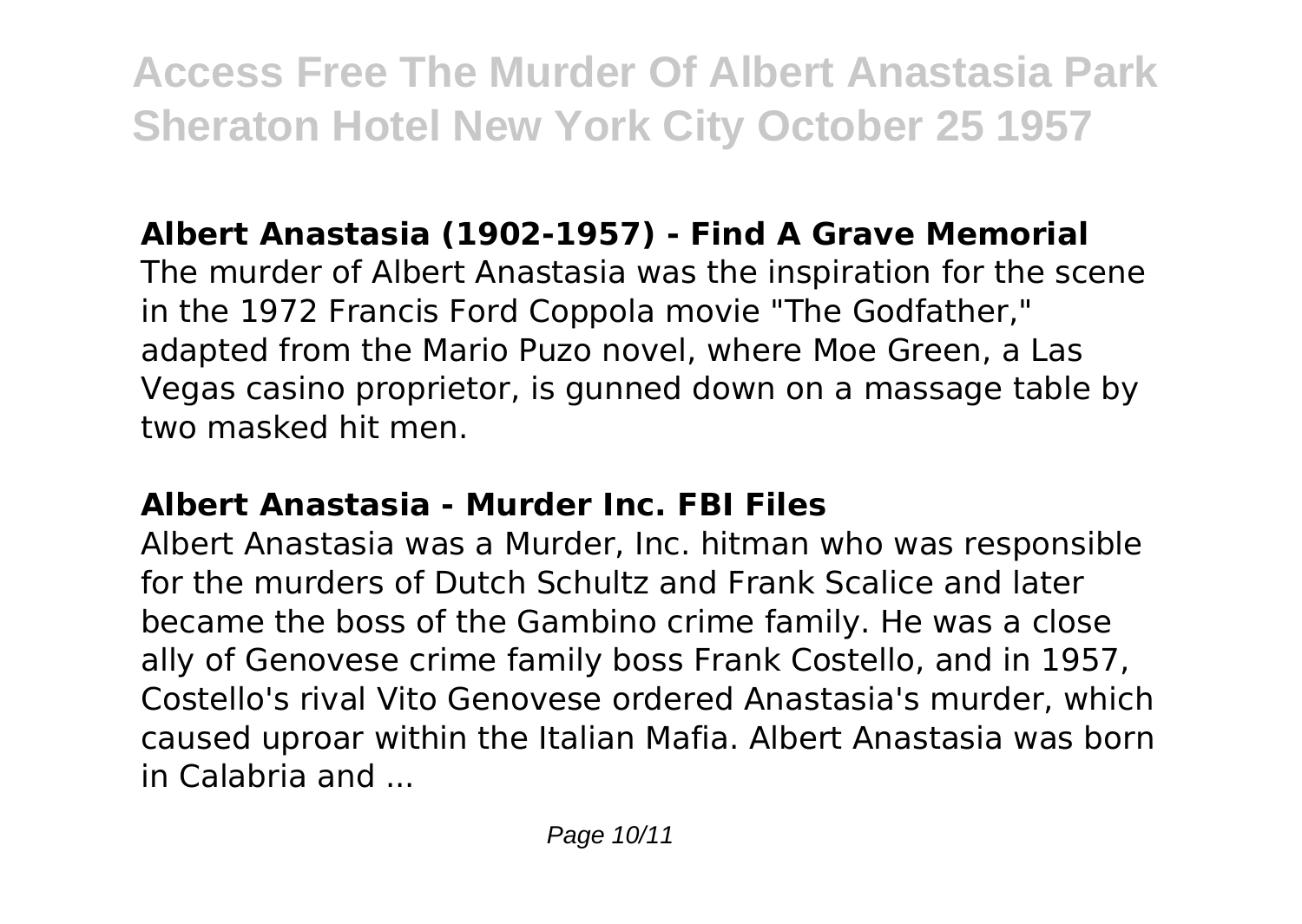## Albert Anastasia (1902-1957) - Find A Grave Memorial

The murder of Albert Anastasia was the inspiration for the scene in the 1972 Francis Ford Coppola movie "The Godfather," adapted from the Mario Puzo novel, where Moe Green, a Las Vegas casino proprietor, is gunned down on a massage table by two masked hit men.

## Albert Anastasia - Murder Inc. FBI Files

Albert Anastasia was a Murder, Inc. hitman who was responsible for the murders of Dutch Schultz and Frank Scalice and later became the boss of the Gambino crime family. He was a close ally of Genovese crime family boss Frank Costello, and in 1957, Costello's rival Vito Genovese ordered Anastasia's murder, which caused uproar within the Italian Mafia. Albert Anastasia was born in Calabria and ...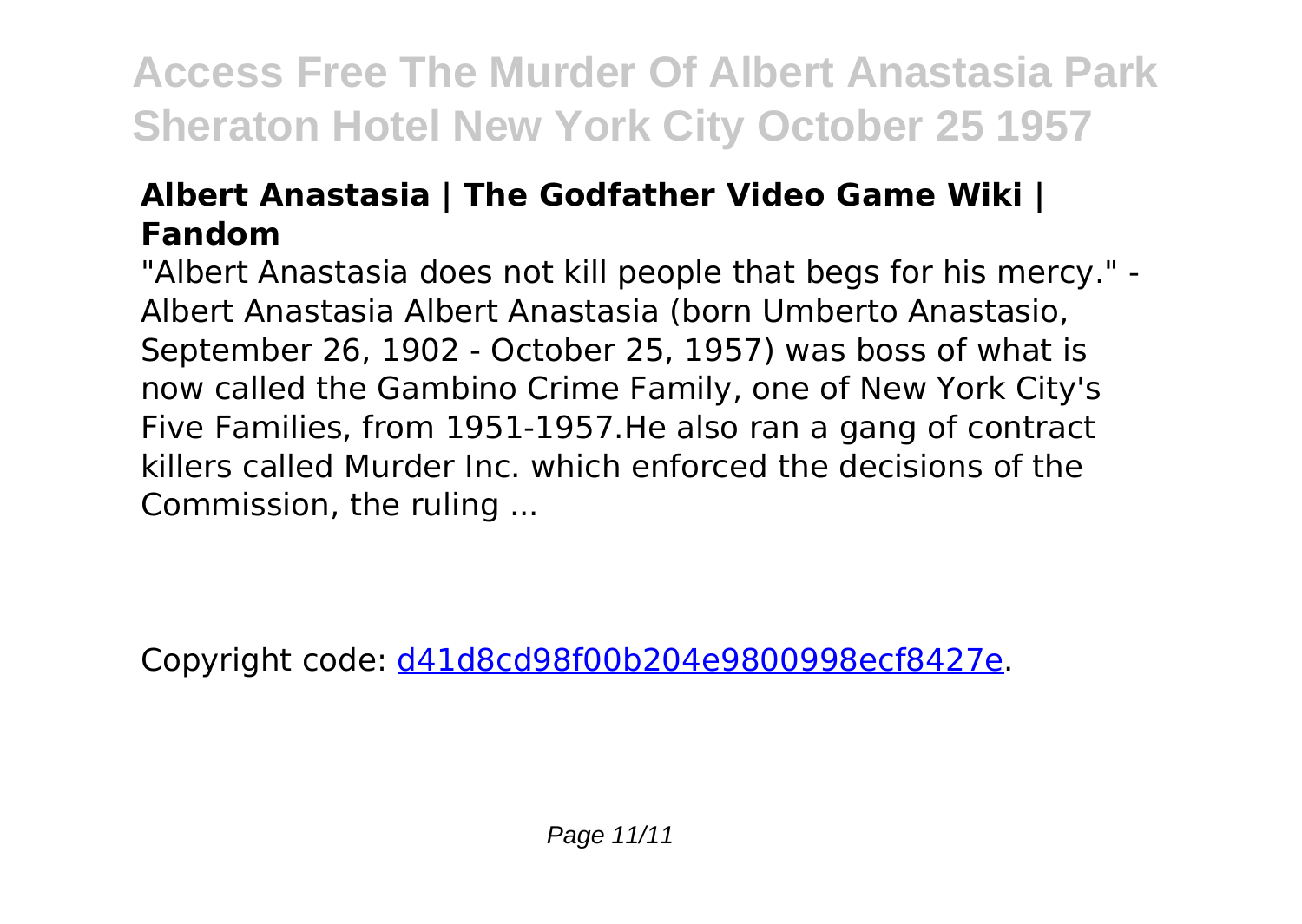### Albert Anastasia | The Godfather Video Game Wiki | Fandom

"Albert Anastasia does not kill people that begs for his mercy." - Albert Anastasia Albert Anastasia (born Umberto Anastasio, September 26, 1902 - October 25, 1957) was boss of what is now called the Gambino Crime Family, one of New York City's Five Families, from 1951-1957.He also ran a gang of contract killers called Murder Inc. which enforced the decisions of the Commission, the ruling ...

Copyright code: d41d8cd98f00b204e9800998ecf8427e.